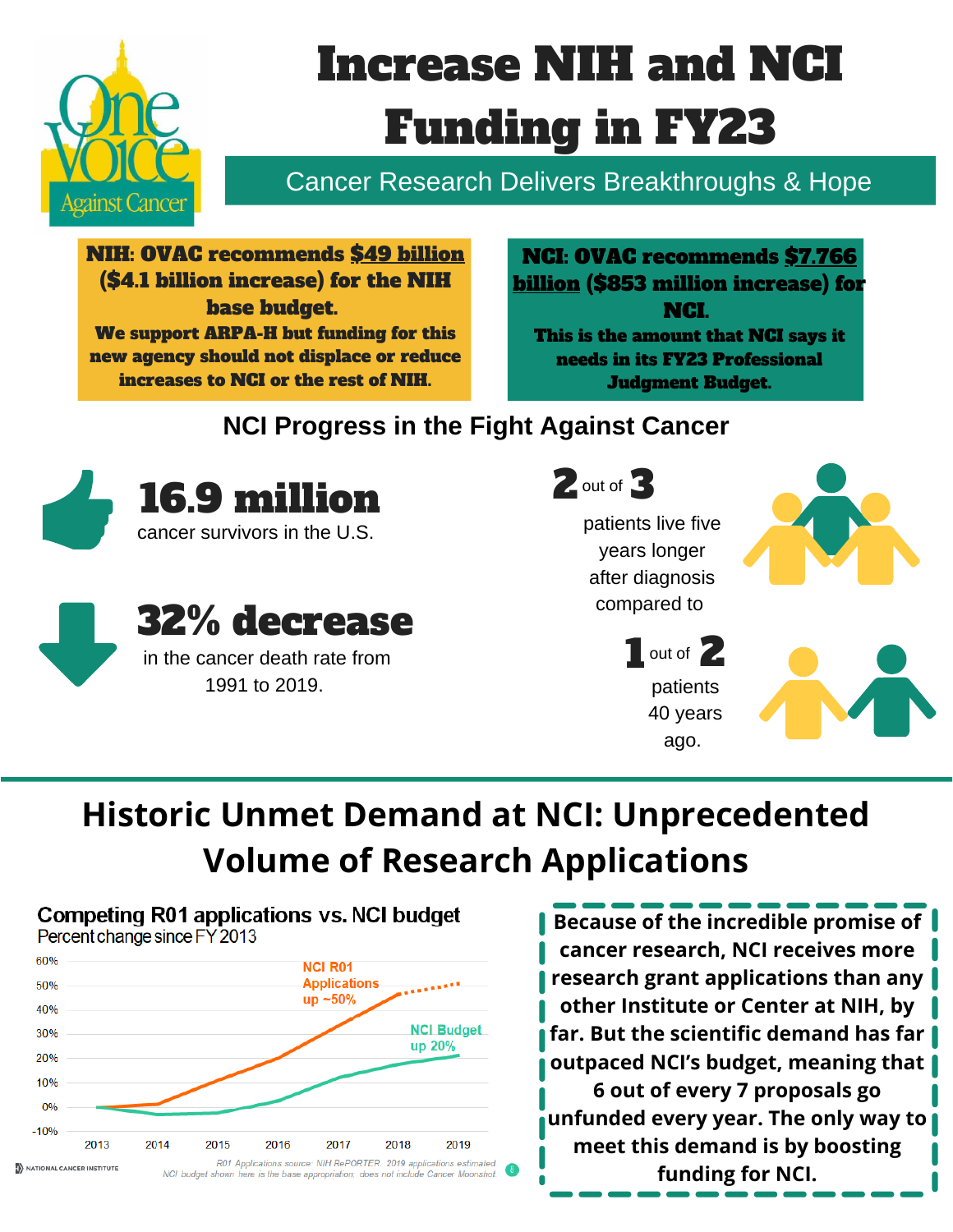# Increase NIH and NCI Funding in FY23

One Voice Against Cancer

## Cancer Research Delivers Breakthroughs & Hope

**NIH: OVAC recommends $49 billion ($4.1 billion increase) for the NIH base budget.**

**We support ARPA-H but funding for this new agency should not displace or reduce increases to NCI or the rest of NIH.**

**NCI: OVAC recommends $7.766 billion ($853 million increase) for NCI.**

**This is the amount that NCI says it needs in its FY23 Professional Judgment Budget.**

## NCI Progress in the Fight Against Cancer

**16.9 million** cancer survivors in the U.S.

**32% decrease** in the cancer death rate from 1991 to 2019.

**2 out of 3** patients live five years longer after diagnosis compared to **1 out of 2** patients 40 years ago.

## Historic Unmet Demand at NCI: Unprecedented Volume of Research Applications

**Competing R01 applications vs. NCI budget**

Percent change since FY 2013

NCI R01 Applications up ~50%

NCI Budget up 20%

R01 Applications source: NIH RePORTER. 2019 applications estimated. NCI budget shown here is the base appropriation; does not include Cancer Moonshot.

NATIONAL CANCER INSTITUTE

**Because of the incredible promise of cancer research, NCI receives more research grant applications than any other Institute or Center at NIH, by far. But the scientific demand has far outpaced NCI's budget, meaning that 6 out of every 7 proposals go unfunded every year. The only way to meet this demand is by boosting funding for NCI.**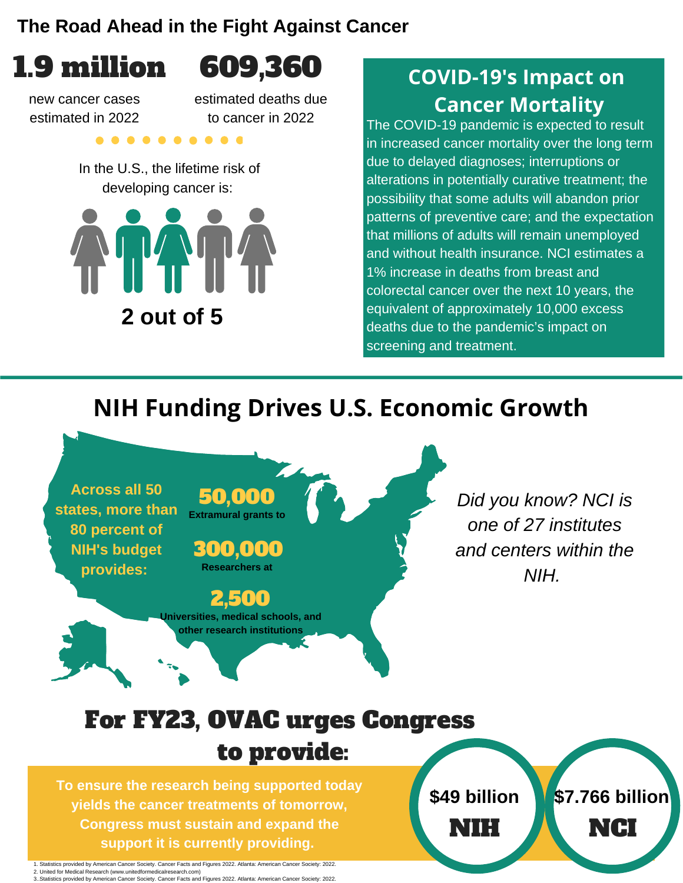# The Road Ahead in the Fight Against Cancer

**1.9 million**

new cancer cases estimated in 2022

**609,360**

estimated deaths due to cancer in 2022

In the U.S., the lifetime risk of developing cancer is:

**2 out of 5**

## COVID-19's Impact on Cancer Mortality

The COVID-19 pandemic is expected to result in increased cancer mortality over the long term due to delayed diagnoses; interruptions or alterations in potentially curative treatment; the possibility that some adults will abandon prior patterns of preventive care; and the expectation that millions of adults will remain unemployed and without health insurance. NCI estimates a 1% increase in deaths from breast and colorectal cancer over the next 10 years, the equivalent of approximately 10,000 excess deaths due to the pandemic's impact on screening and treatment.

## NIH Funding Drives U.S. Economic Growth

**Across all 50 states, more than 80 percent of NIH's budget provides:**

**50,000**
Extramural grants to

**300,000**
Researchers at

**2,500**
Universities, medical schools, and other research institutions

*Did you know? NCI is one of 27 institutes and centers within the NIH.*

## For FY23, OVAC urges Congress to provide:

**To ensure the research being supported today yields the cancer treatments of tomorrow, Congress must sustain and expand the support it is currently providing.**

**$49 billion**
**NIH**

**$7.766 billion**
**NCI**

1. Statistics provided by American Cancer Society. Cancer Facts and Figures 2022. Atlanta: American Cancer Society: 2022.
2. United for Medical Research (www.unitedformedicalresearch.com)
3. Statistics provided by American Cancer Society. Cancer Facts and Figures 2022. Atlanta: American Cancer Society: 2022.